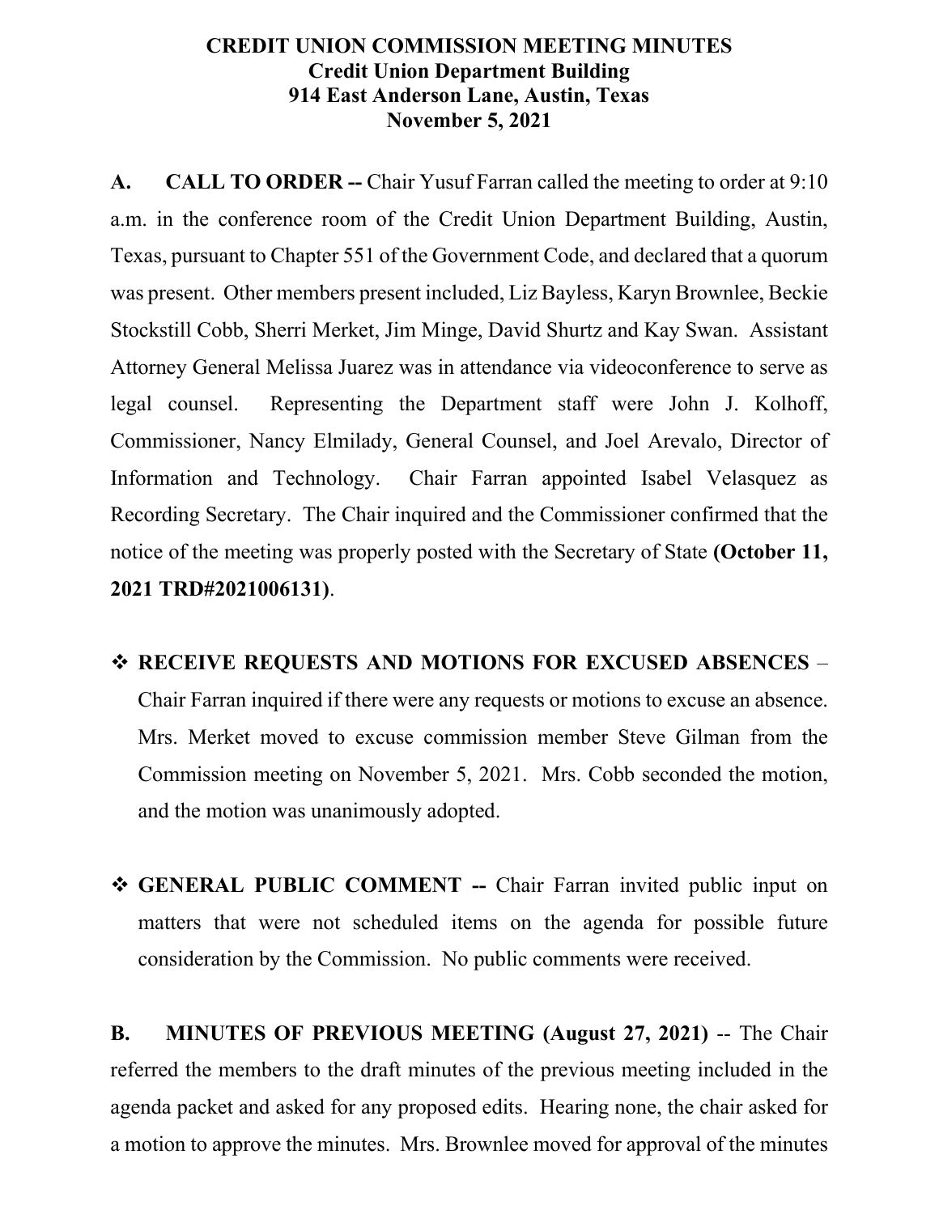# CREDIT UNION COMMISSION MEETING MINUTES
## Credit Union Department Building
## 914 East Anderson Lane, Austin, Texas
## November 5, 2021

**A. CALL TO ORDER --** Chair Yusuf Farran called the meeting to order at 9:10 a.m. in the conference room of the Credit Union Department Building, Austin, Texas, pursuant to Chapter 551 of the Government Code, and declared that a quorum was present. Other members present included, Liz Bayless, Karyn Brownlee, Beckie Stockstill Cobb, Sherri Merket, Jim Minge, David Shurtz and Kay Swan. Assistant Attorney General Melissa Juarez was in attendance via videoconference to serve as legal counsel. Representing the Department staff were John J. Kolhoff, Commissioner, Nancy Elmilady, General Counsel, and Joel Arevalo, Director of Information and Technology. Chair Farran appointed Isabel Velasquez as Recording Secretary. The Chair inquired and the Commissioner confirmed that the notice of the meeting was properly posted with the Secretary of State **(October 11, 2021 TRD#2021006131)**.

- **RECEIVE REQUESTS AND MOTIONS FOR EXCUSED ABSENCES** – Chair Farran inquired if there were any requests or motions to excuse an absence. Mrs. Merket moved to excuse commission member Steve Gilman from the Commission meeting on November 5, 2021. Mrs. Cobb seconded the motion, and the motion was unanimously adopted.

- **GENERAL PUBLIC COMMENT --** Chair Farran invited public input on matters that were not scheduled items on the agenda for possible future consideration by the Commission. No public comments were received.

**B. MINUTES OF PREVIOUS MEETING (August 27, 2021)** -- The Chair referred the members to the draft minutes of the previous meeting included in the agenda packet and asked for any proposed edits. Hearing none, the chair asked for a motion to approve the minutes. Mrs. Brownlee moved for approval of the minutes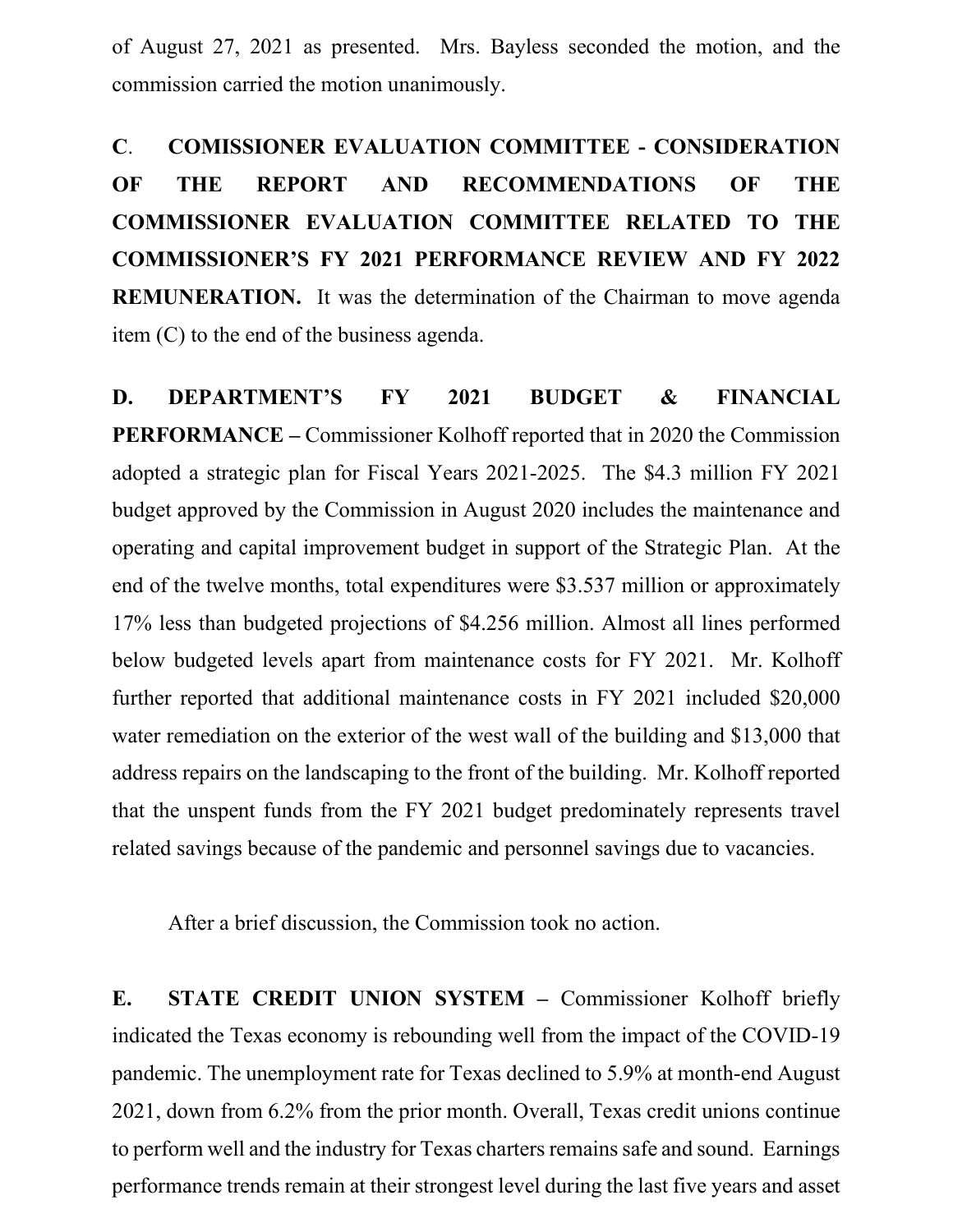of August 27, 2021 as presented. Mrs. Bayless seconded the motion, and the commission carried the motion unanimously.

**C. COMISSIONER EVALUATION COMMITTEE - CONSIDERATION OF THE REPORT AND RECOMMENDATIONS OF THE COMMISSIONER EVALUATION COMMITTEE RELATED TO THE COMMISSIONER'S FY 2021 PERFORMANCE REVIEW AND FY 2022 REMUNERATION.** It was the determination of the Chairman to move agenda item (C) to the end of the business agenda.

**D. DEPARTMENT'S FY 2021 BUDGET & FINANCIAL PERFORMANCE –** Commissioner Kolhoff reported that in 2020 the Commission adopted a strategic plan for Fiscal Years 2021-2025. The $4.3 million FY 2021 budget approved by the Commission in August 2020 includes the maintenance and operating and capital improvement budget in support of the Strategic Plan. At the end of the twelve months, total expenditures were $3.537 million or approximately 17% less than budgeted projections of $4.256 million. Almost all lines performed below budgeted levels apart from maintenance costs for FY 2021. Mr. Kolhoff further reported that additional maintenance costs in FY 2021 included $20,000 water remediation on the exterior of the west wall of the building and $13,000 that address repairs on the landscaping to the front of the building. Mr. Kolhoff reported that the unspent funds from the FY 2021 budget predominately represents travel related savings because of the pandemic and personnel savings due to vacancies.

After a brief discussion, the Commission took no action.

**E. STATE CREDIT UNION SYSTEM –** Commissioner Kolhoff briefly indicated the Texas economy is rebounding well from the impact of the COVID-19 pandemic. The unemployment rate for Texas declined to 5.9% at month-end August 2021, down from 6.2% from the prior month. Overall, Texas credit unions continue to perform well and the industry for Texas charters remains safe and sound. Earnings performance trends remain at their strongest level during the last five years and asset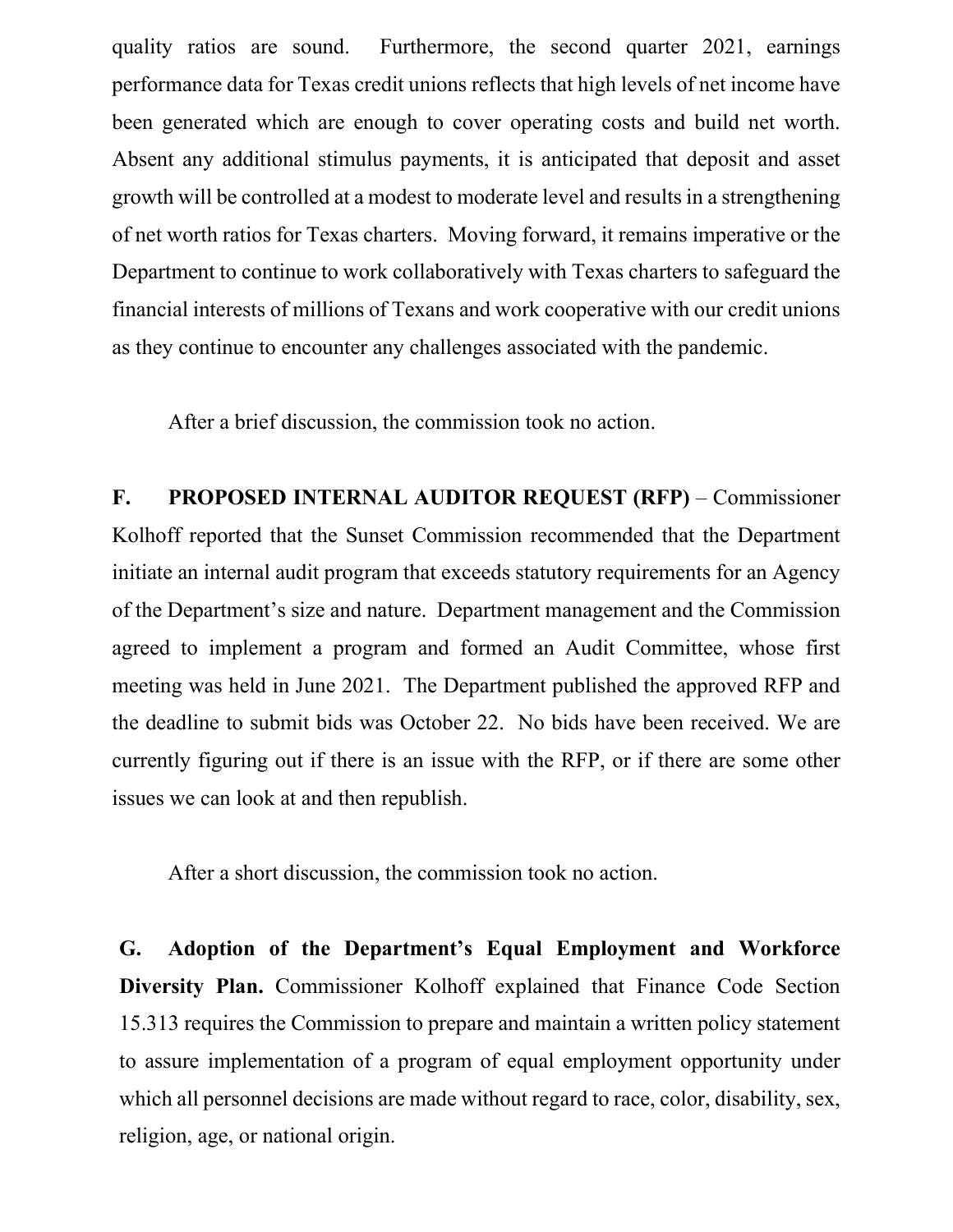quality ratios are sound. Furthermore, the second quarter 2021, earnings performance data for Texas credit unions reflects that high levels of net income have been generated which are enough to cover operating costs and build net worth. Absent any additional stimulus payments, it is anticipated that deposit and asset growth will be controlled at a modest to moderate level and results in a strengthening of net worth ratios for Texas charters. Moving forward, it remains imperative or the Department to continue to work collaboratively with Texas charters to safeguard the financial interests of millions of Texans and work cooperative with our credit unions as they continue to encounter any challenges associated with the pandemic.

After a brief discussion, the commission took no action.

**F. PROPOSED INTERNAL AUDITOR REQUEST (RFP)** – Commissioner Kolhoff reported that the Sunset Commission recommended that the Department initiate an internal audit program that exceeds statutory requirements for an Agency of the Department's size and nature. Department management and the Commission agreed to implement a program and formed an Audit Committee, whose first meeting was held in June 2021. The Department published the approved RFP and the deadline to submit bids was October 22. No bids have been received. We are currently figuring out if there is an issue with the RFP, or if there are some other issues we can look at and then republish.

After a short discussion, the commission took no action.

**G. Adoption of the Department's Equal Employment and Workforce Diversity Plan.** Commissioner Kolhoff explained that Finance Code Section 15.313 requires the Commission to prepare and maintain a written policy statement to assure implementation of a program of equal employment opportunity under which all personnel decisions are made without regard to race, color, disability, sex, religion, age, or national origin.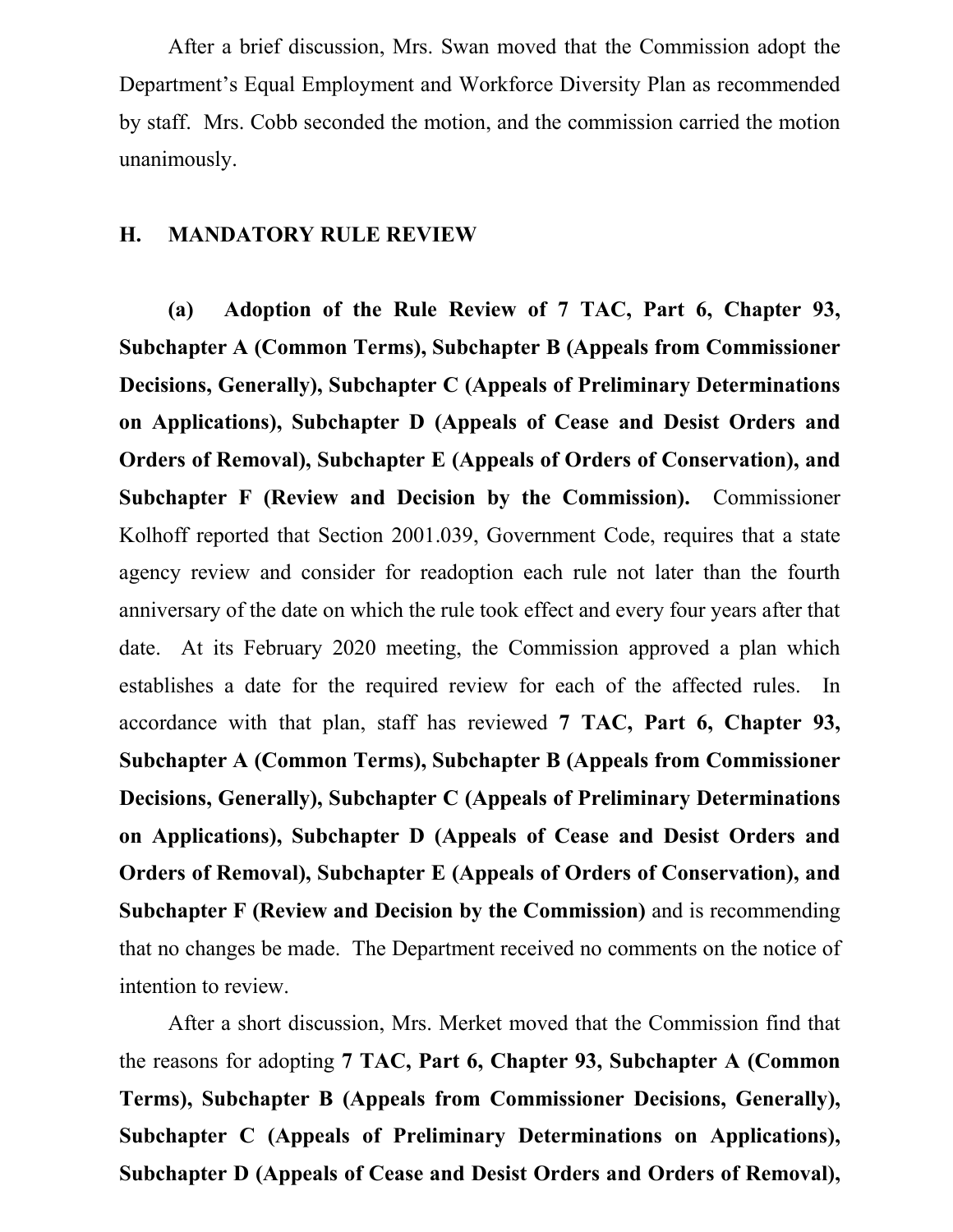After a brief discussion, Mrs. Swan moved that the Commission adopt the Department's Equal Employment and Workforce Diversity Plan as recommended by staff. Mrs. Cobb seconded the motion, and the commission carried the motion unanimously.

## H. MANDATORY RULE REVIEW

**(a) Adoption of the Rule Review of 7 TAC, Part 6, Chapter 93, Subchapter A (Common Terms), Subchapter B (Appeals from Commissioner Decisions, Generally), Subchapter C (Appeals of Preliminary Determinations on Applications), Subchapter D (Appeals of Cease and Desist Orders and Orders of Removal), Subchapter E (Appeals of Orders of Conservation), and Subchapter F (Review and Decision by the Commission).** Commissioner Kolhoff reported that Section 2001.039, Government Code, requires that a state agency review and consider for readoption each rule not later than the fourth anniversary of the date on which the rule took effect and every four years after that date. At its February 2020 meeting, the Commission approved a plan which establishes a date for the required review for each of the affected rules. In accordance with that plan, staff has reviewed **7 TAC, Part 6, Chapter 93, Subchapter A (Common Terms), Subchapter B (Appeals from Commissioner Decisions, Generally), Subchapter C (Appeals of Preliminary Determinations on Applications), Subchapter D (Appeals of Cease and Desist Orders and Orders of Removal), Subchapter E (Appeals of Orders of Conservation), and Subchapter F (Review and Decision by the Commission)** and is recommending that no changes be made. The Department received no comments on the notice of intention to review.

After a short discussion, Mrs. Merket moved that the Commission find that the reasons for adopting **7 TAC, Part 6, Chapter 93, Subchapter A (Common Terms), Subchapter B (Appeals from Commissioner Decisions, Generally), Subchapter C (Appeals of Preliminary Determinations on Applications), Subchapter D (Appeals of Cease and Desist Orders and Orders of Removal),**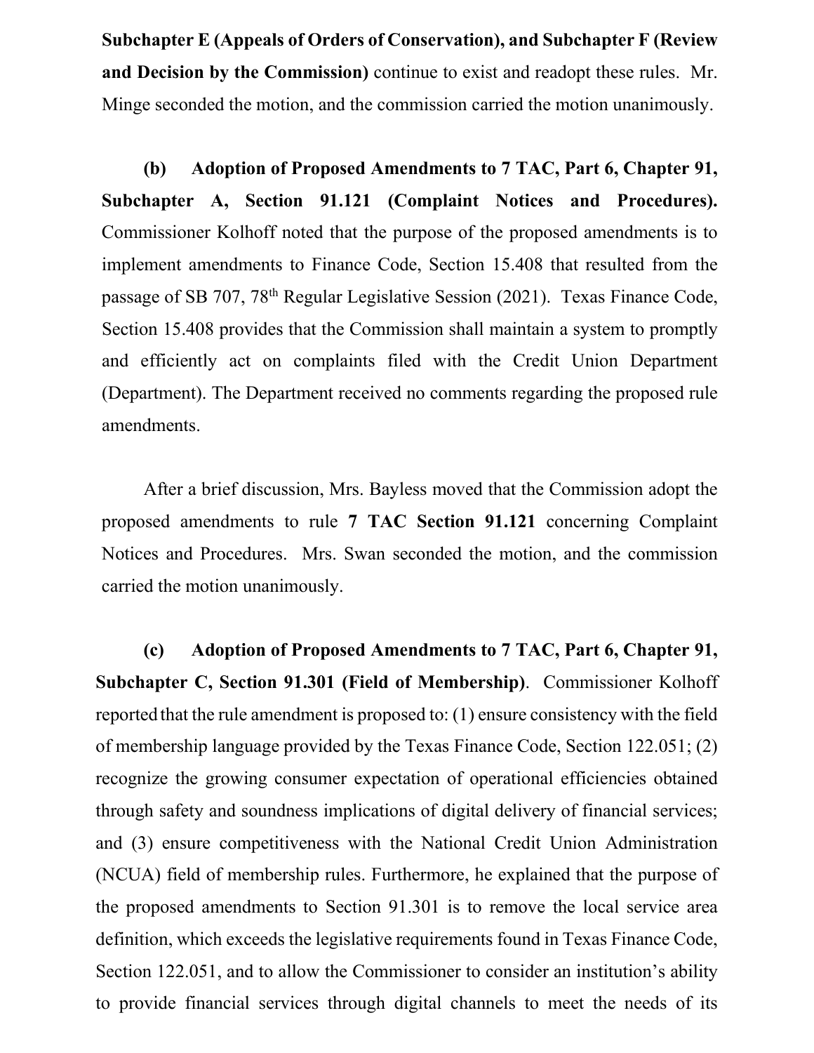**Subchapter E (Appeals of Orders of Conservation), and Subchapter F (Review and Decision by the Commission)** continue to exist and readopt these rules. Mr. Minge seconded the motion, and the commission carried the motion unanimously.

**(b) Adoption of Proposed Amendments to 7 TAC, Part 6, Chapter 91, Subchapter A, Section 91.121 (Complaint Notices and Procedures).** Commissioner Kolhoff noted that the purpose of the proposed amendments is to implement amendments to Finance Code, Section 15.408 that resulted from the passage of SB 707, 78th Regular Legislative Session (2021). Texas Finance Code, Section 15.408 provides that the Commission shall maintain a system to promptly and efficiently act on complaints filed with the Credit Union Department (Department). The Department received no comments regarding the proposed rule amendments.

After a brief discussion, Mrs. Bayless moved that the Commission adopt the proposed amendments to rule **7 TAC Section 91.121** concerning Complaint Notices and Procedures. Mrs. Swan seconded the motion, and the commission carried the motion unanimously.

**(c) Adoption of Proposed Amendments to 7 TAC, Part 6, Chapter 91, Subchapter C, Section 91.301 (Field of Membership)**. Commissioner Kolhoff reported that the rule amendment is proposed to: (1) ensure consistency with the field of membership language provided by the Texas Finance Code, Section 122.051; (2) recognize the growing consumer expectation of operational efficiencies obtained through safety and soundness implications of digital delivery of financial services; and (3) ensure competitiveness with the National Credit Union Administration (NCUA) field of membership rules. Furthermore, he explained that the purpose of the proposed amendments to Section 91.301 is to remove the local service area definition, which exceeds the legislative requirements found in Texas Finance Code, Section 122.051, and to allow the Commissioner to consider an institution's ability to provide financial services through digital channels to meet the needs of its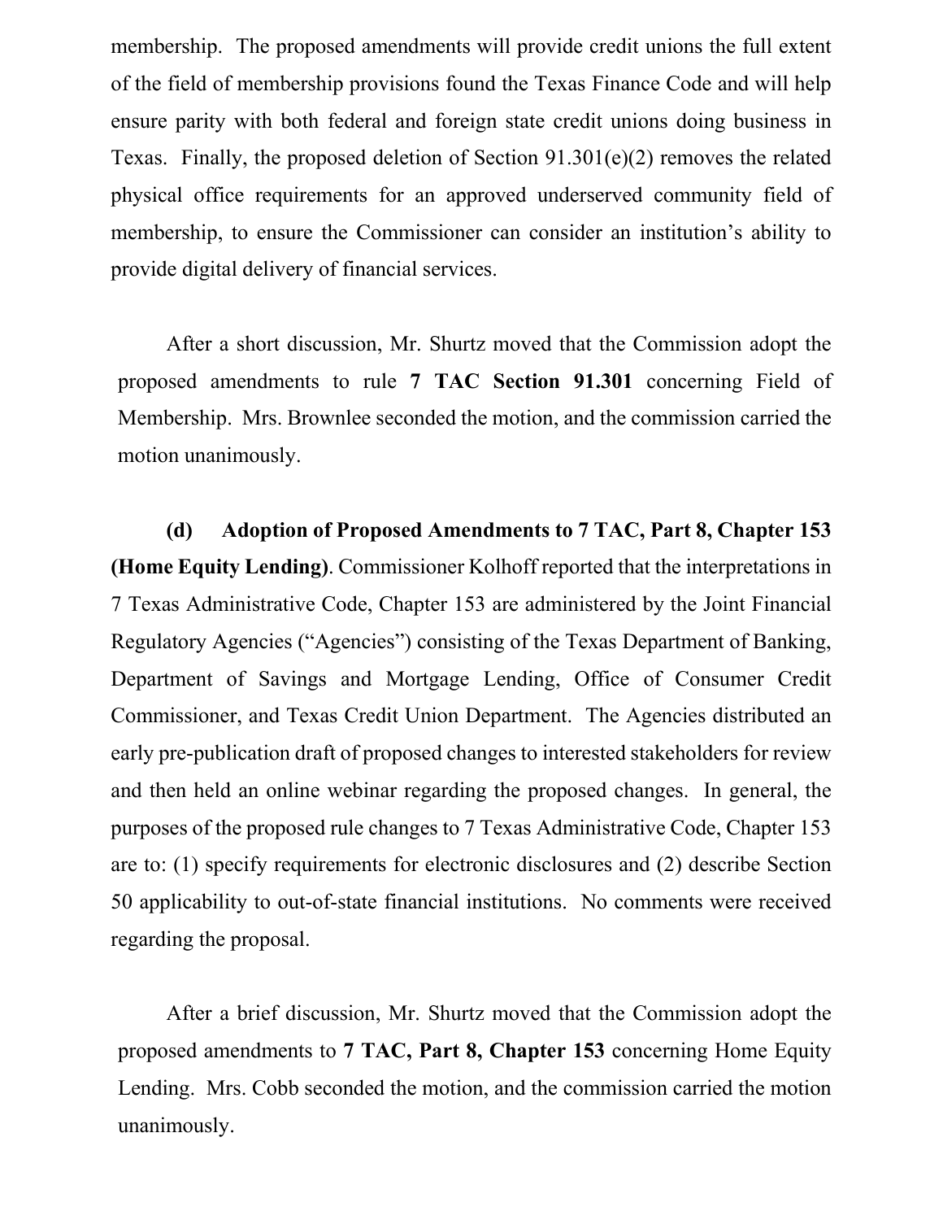membership. The proposed amendments will provide credit unions the full extent of the field of membership provisions found the Texas Finance Code and will help ensure parity with both federal and foreign state credit unions doing business in Texas. Finally, the proposed deletion of Section 91.301(e)(2) removes the related physical office requirements for an approved underserved community field of membership, to ensure the Commissioner can consider an institution's ability to provide digital delivery of financial services.

After a short discussion, Mr. Shurtz moved that the Commission adopt the proposed amendments to rule **7 TAC Section 91.301** concerning Field of Membership. Mrs. Brownlee seconded the motion, and the commission carried the motion unanimously.

**(d) Adoption of Proposed Amendments to 7 TAC, Part 8, Chapter 153 (Home Equity Lending)**. Commissioner Kolhoff reported that the interpretations in 7 Texas Administrative Code, Chapter 153 are administered by the Joint Financial Regulatory Agencies ("Agencies") consisting of the Texas Department of Banking, Department of Savings and Mortgage Lending, Office of Consumer Credit Commissioner, and Texas Credit Union Department. The Agencies distributed an early pre-publication draft of proposed changes to interested stakeholders for review and then held an online webinar regarding the proposed changes. In general, the purposes of the proposed rule changes to 7 Texas Administrative Code, Chapter 153 are to: (1) specify requirements for electronic disclosures and (2) describe Section 50 applicability to out-of-state financial institutions. No comments were received regarding the proposal.

After a brief discussion, Mr. Shurtz moved that the Commission adopt the proposed amendments to **7 TAC, Part 8, Chapter 153** concerning Home Equity Lending. Mrs. Cobb seconded the motion, and the commission carried the motion unanimously.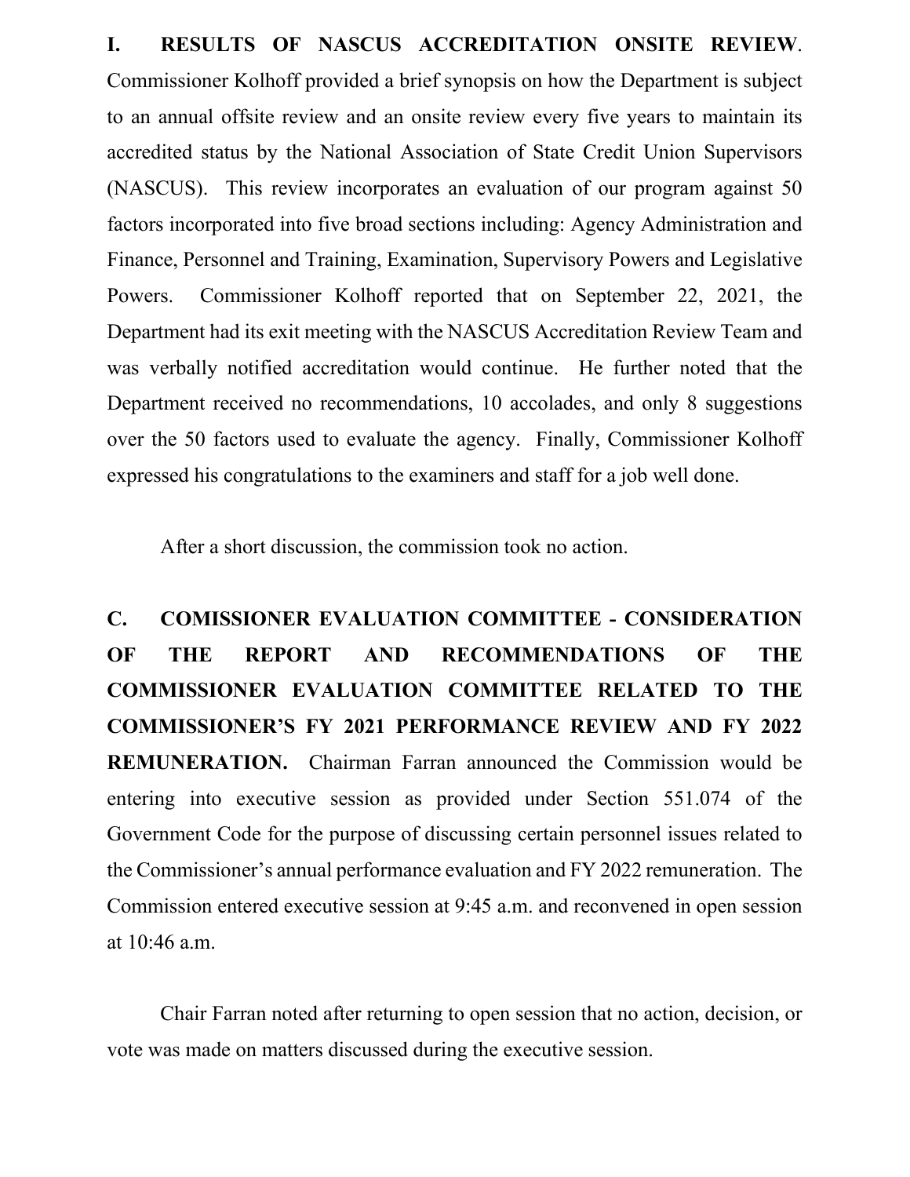**I. RESULTS OF NASCUS ACCREDITATION ONSITE REVIEW**. Commissioner Kolhoff provided a brief synopsis on how the Department is subject to an annual offsite review and an onsite review every five years to maintain its accredited status by the National Association of State Credit Union Supervisors (NASCUS). This review incorporates an evaluation of our program against 50 factors incorporated into five broad sections including: Agency Administration and Finance, Personnel and Training, Examination, Supervisory Powers and Legislative Powers. Commissioner Kolhoff reported that on September 22, 2021, the Department had its exit meeting with the NASCUS Accreditation Review Team and was verbally notified accreditation would continue. He further noted that the Department received no recommendations, 10 accolades, and only 8 suggestions over the 50 factors used to evaluate the agency. Finally, Commissioner Kolhoff expressed his congratulations to the examiners and staff for a job well done.

After a short discussion, the commission took no action.

**C. COMISSIONER EVALUATION COMMITTEE - CONSIDERATION OF THE REPORT AND RECOMMENDATIONS OF THE COMMISSIONER EVALUATION COMMITTEE RELATED TO THE COMMISSIONER'S FY 2021 PERFORMANCE REVIEW AND FY 2022 REMUNERATION.** Chairman Farran announced the Commission would be entering into executive session as provided under Section 551.074 of the Government Code for the purpose of discussing certain personnel issues related to the Commissioner's annual performance evaluation and FY 2022 remuneration. The Commission entered executive session at 9:45 a.m. and reconvened in open session at 10:46 a.m.

Chair Farran noted after returning to open session that no action, decision, or vote was made on matters discussed during the executive session.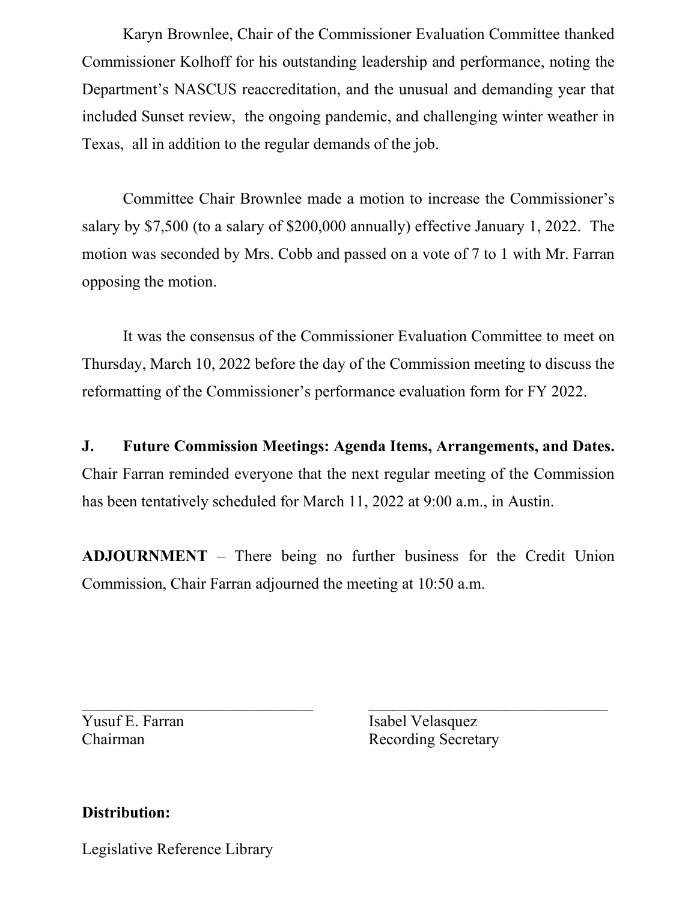Karyn Brownlee, Chair of the Commissioner Evaluation Committee thanked Commissioner Kolhoff for his outstanding leadership and performance, noting the Department's NASCUS reaccreditation, and the unusual and demanding year that included Sunset review, the ongoing pandemic, and challenging winter weather in Texas, all in addition to the regular demands of the job.

Committee Chair Brownlee made a motion to increase the Commissioner's salary by $7,500 (to a salary of $200,000 annually) effective January 1, 2022. The motion was seconded by Mrs. Cobb and passed on a vote of 7 to 1 with Mr. Farran opposing the motion.

It was the consensus of the Commissioner Evaluation Committee to meet on Thursday, March 10, 2022 before the day of the Commission meeting to discuss the reformatting of the Commissioner's performance evaluation form for FY 2022.

**J. Future Commission Meetings: Agenda Items, Arrangements, and Dates.** Chair Farran reminded everyone that the next regular meeting of the Commission has been tentatively scheduled for March 11, 2022 at 9:00 a.m., in Austin.

**ADJOURNMENT** – There being no further business for the Credit Union Commission, Chair Farran adjourned the meeting at 10:50 a.m.

_______________________________
Yusuf E. Farran
Chairman

_______________________________
Isabel Velasquez
Recording Secretary

**Distribution:**

Legislative Reference Library